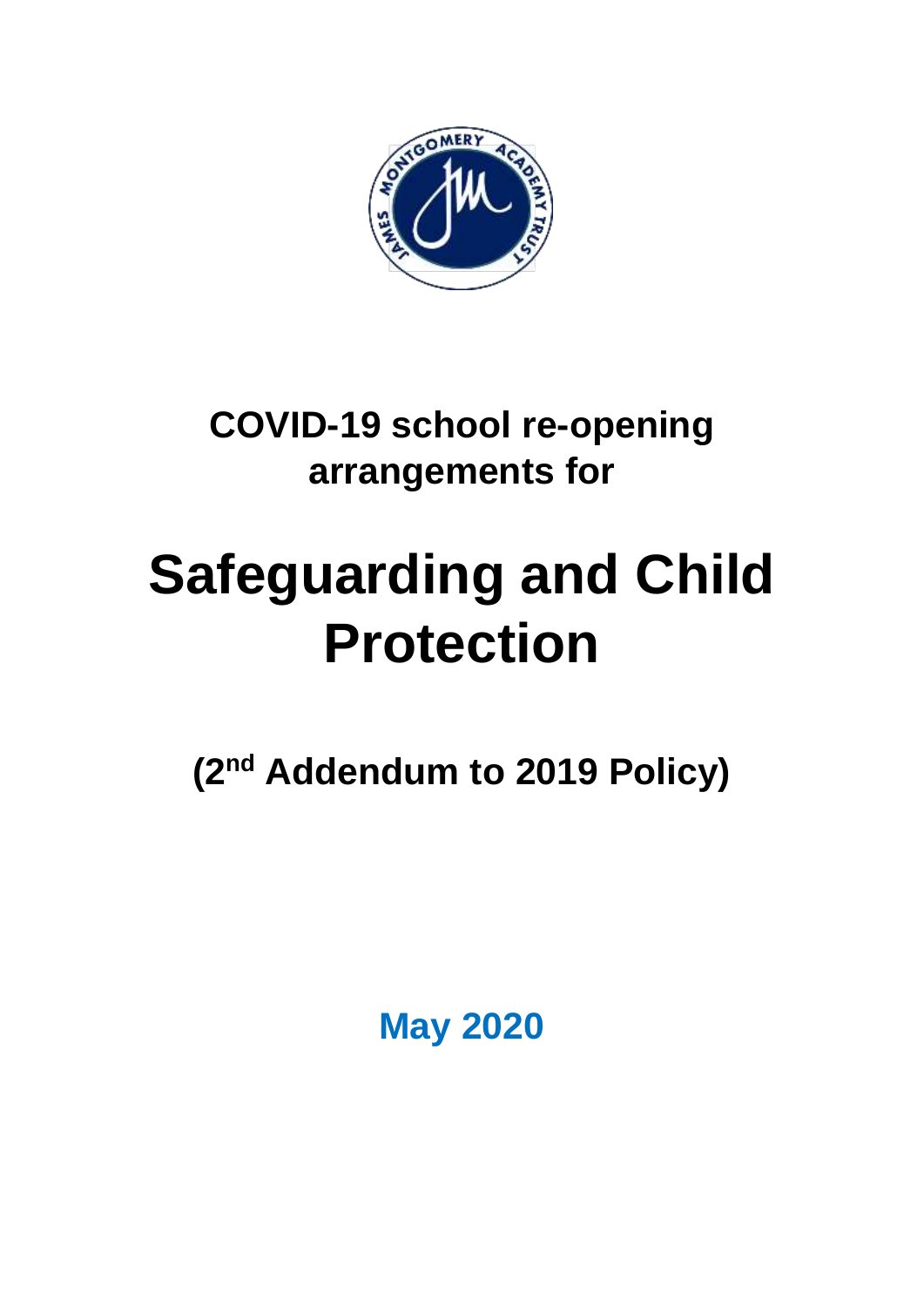# COVID-19 school re-opening arrangements for

# Safeguarding and Child Protection

**(2nd Addendum to 2019 Policy)**

**May 2020**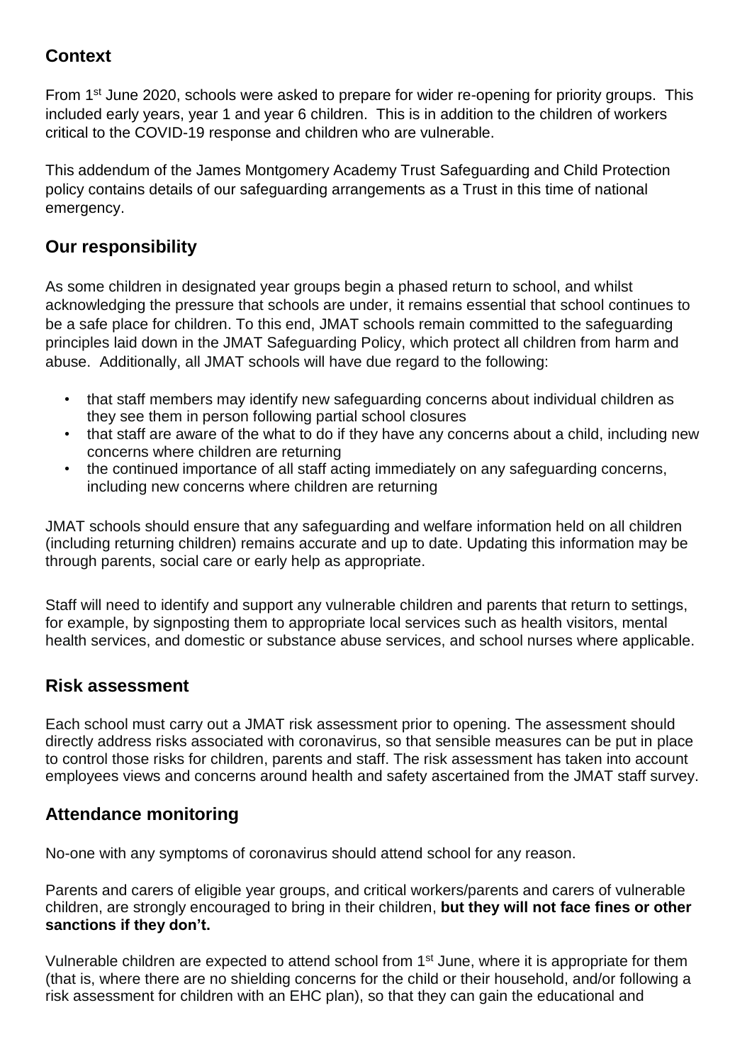## Context

From 1st June 2020, schools were asked to prepare for wider re-opening for priority groups. This included early years, year 1 and year 6 children. This is in addition to the children of workers critical to the COVID-19 response and children who are vulnerable.

This addendum of the James Montgomery Academy Trust Safeguarding and Child Protection policy contains details of our safeguarding arrangements as a Trust in this time of national emergency.

## Our responsibility

As some children in designated year groups begin a phased return to school, and whilst acknowledging the pressure that schools are under, it remains essential that school continues to be a safe place for children. To this end, JMAT schools remain committed to the safeguarding principles laid down in the JMAT Safeguarding Policy, which protect all children from harm and abuse. Additionally, all JMAT schools will have due regard to the following:

- that staff members may identify new safeguarding concerns about individual children as they see them in person following partial school closures
- that staff are aware of the what to do if they have any concerns about a child, including new concerns where children are returning
- the continued importance of all staff acting immediately on any safeguarding concerns, including new concerns where children are returning

JMAT schools should ensure that any safeguarding and welfare information held on all children (including returning children) remains accurate and up to date. Updating this information may be through parents, social care or early help as appropriate.

Staff will need to identify and support any vulnerable children and parents that return to settings, for example, by signposting them to appropriate local services such as health visitors, mental health services, and domestic or substance abuse services, and school nurses where applicable.

## Risk assessment

Each school must carry out a JMAT risk assessment prior to opening. The assessment should directly address risks associated with coronavirus, so that sensible measures can be put in place to control those risks for children, parents and staff. The risk assessment has taken into account employees views and concerns around health and safety ascertained from the JMAT staff survey.

## Attendance monitoring

No-one with any symptoms of coronavirus should attend school for any reason.

Parents and carers of eligible year groups, and critical workers/parents and carers of vulnerable children, are strongly encouraged to bring in their children, **but they will not face fines or other sanctions if they don't.**

Vulnerable children are expected to attend school from 1st June, where it is appropriate for them (that is, where there are no shielding concerns for the child or their household, and/or following a risk assessment for children with an EHC plan), so that they can gain the educational and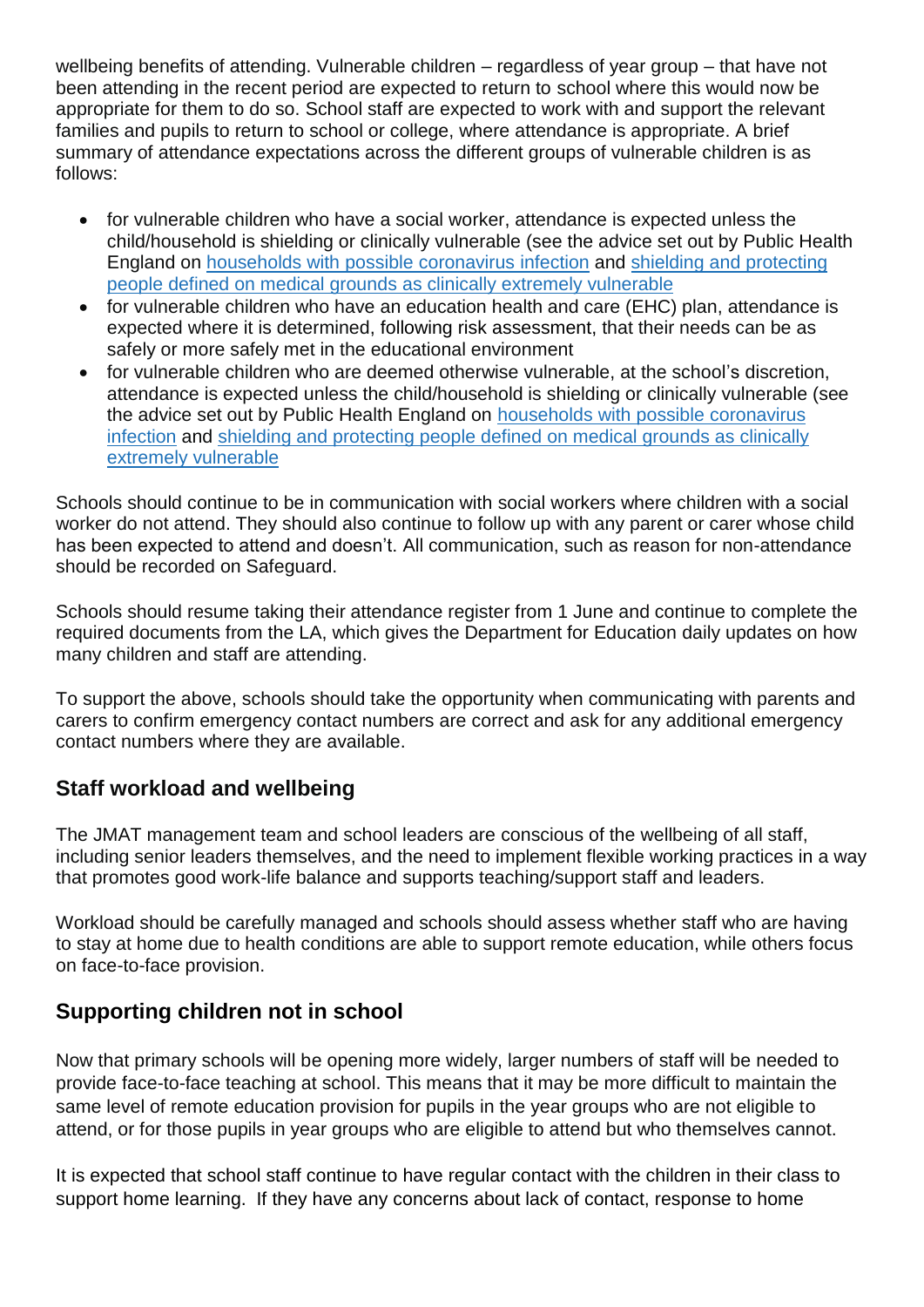wellbeing benefits of attending. Vulnerable children – regardless of year group – that have not been attending in the recent period are expected to return to school where this would now be appropriate for them to do so. School staff are expected to work with and support the relevant families and pupils to return to school or college, where attendance is appropriate. A brief summary of attendance expectations across the different groups of vulnerable children is as follows:

- for vulnerable children who have a social worker, attendance is expected unless the child/household is shielding or clinically vulnerable (see the advice set out by Public Health England on [households with possible coronavirus infection]() and [shielding and protecting people defined on medical grounds as clinically extremely vulnerable]()
- for vulnerable children who have an education health and care (EHC) plan, attendance is expected where it is determined, following risk assessment, that their needs can be as safely or more safely met in the educational environment
- for vulnerable children who are deemed otherwise vulnerable, at the school's discretion, attendance is expected unless the child/household is shielding or clinically vulnerable (see the advice set out by Public Health England on [households with possible coronavirus infection]() and [shielding and protecting people defined on medical grounds as clinically extremely vulnerable]()

Schools should continue to be in communication with social workers where children with a social worker do not attend. They should also continue to follow up with any parent or carer whose child has been expected to attend and doesn't. All communication, such as reason for non-attendance should be recorded on Safeguard.

Schools should resume taking their attendance register from 1 June and continue to complete the required documents from the LA, which gives the Department for Education daily updates on how many children and staff are attending.

To support the above, schools should take the opportunity when communicating with parents and carers to confirm emergency contact numbers are correct and ask for any additional emergency contact numbers where they are available.

## Staff workload and wellbeing

The JMAT management team and school leaders are conscious of the wellbeing of all staff, including senior leaders themselves, and the need to implement flexible working practices in a way that promotes good work-life balance and supports teaching/support staff and leaders.

Workload should be carefully managed and schools should assess whether staff who are having to stay at home due to health conditions are able to support remote education, while others focus on face-to-face provision.

## Supporting children not in school

Now that primary schools will be opening more widely, larger numbers of staff will be needed to provide face-to-face teaching at school. This means that it may be more difficult to maintain the same level of remote education provision for pupils in the year groups who are not eligible to attend, or for those pupils in year groups who are eligible to attend but who themselves cannot.

It is expected that school staff continue to have regular contact with the children in their class to support home learning. If they have any concerns about lack of contact, response to home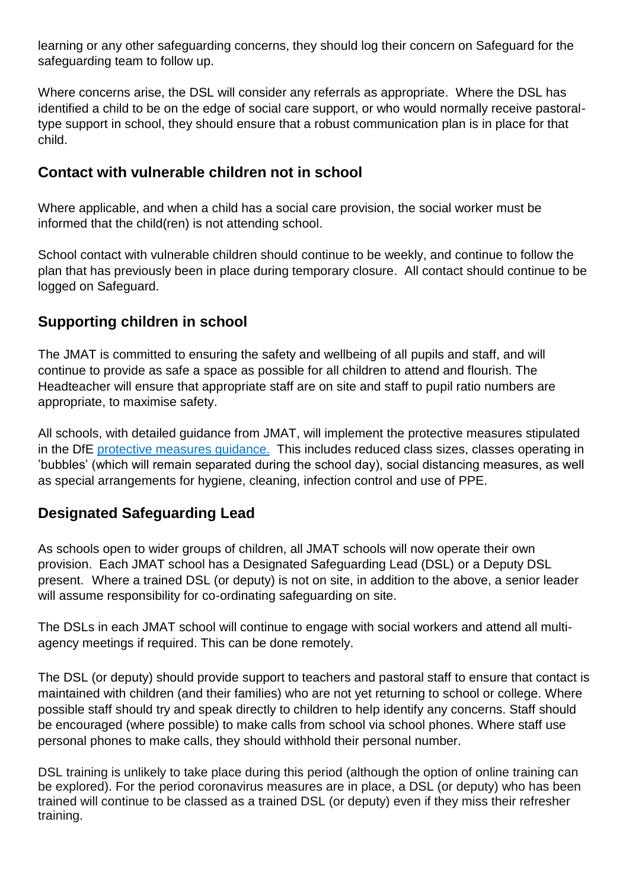learning or any other safeguarding concerns, they should log their concern on Safeguard for the safeguarding team to follow up.

Where concerns arise, the DSL will consider any referrals as appropriate. Where the DSL has identified a child to be on the edge of social care support, or who would normally receive pastoral-type support in school, they should ensure that a robust communication plan is in place for that child.

## Contact with vulnerable children not in school

Where applicable, and when a child has a social care provision, the social worker must be informed that the child(ren) is not attending school.

School contact with vulnerable children should continue to be weekly, and continue to follow the plan that has previously been in place during temporary closure. All contact should continue to be logged on Safeguard.

## Supporting children in school

The JMAT is committed to ensuring the safety and wellbeing of all pupils and staff, and will continue to provide as safe a space as possible for all children to attend and flourish. The Headteacher will ensure that appropriate staff are on site and staff to pupil ratio numbers are appropriate, to maximise safety.

All schools, with detailed guidance from JMAT, will implement the protective measures stipulated in the DfE protective measures guidance. This includes reduced class sizes, classes operating in 'bubbles' (which will remain separated during the school day), social distancing measures, as well as special arrangements for hygiene, cleaning, infection control and use of PPE.

## Designated Safeguarding Lead

As schools open to wider groups of children, all JMAT schools will now operate their own provision. Each JMAT school has a Designated Safeguarding Lead (DSL) or a Deputy DSL present. Where a trained DSL (or deputy) is not on site, in addition to the above, a senior leader will assume responsibility for co-ordinating safeguarding on site.

The DSLs in each JMAT school will continue to engage with social workers and attend all multi-agency meetings if required. This can be done remotely.

The DSL (or deputy) should provide support to teachers and pastoral staff to ensure that contact is maintained with children (and their families) who are not yet returning to school or college. Where possible staff should try and speak directly to children to help identify any concerns. Staff should be encouraged (where possible) to make calls from school via school phones. Where staff use personal phones to make calls, they should withhold their personal number.

DSL training is unlikely to take place during this period (although the option of online training can be explored). For the period coronavirus measures are in place, a DSL (or deputy) who has been trained will continue to be classed as a trained DSL (or deputy) even if they miss their refresher training.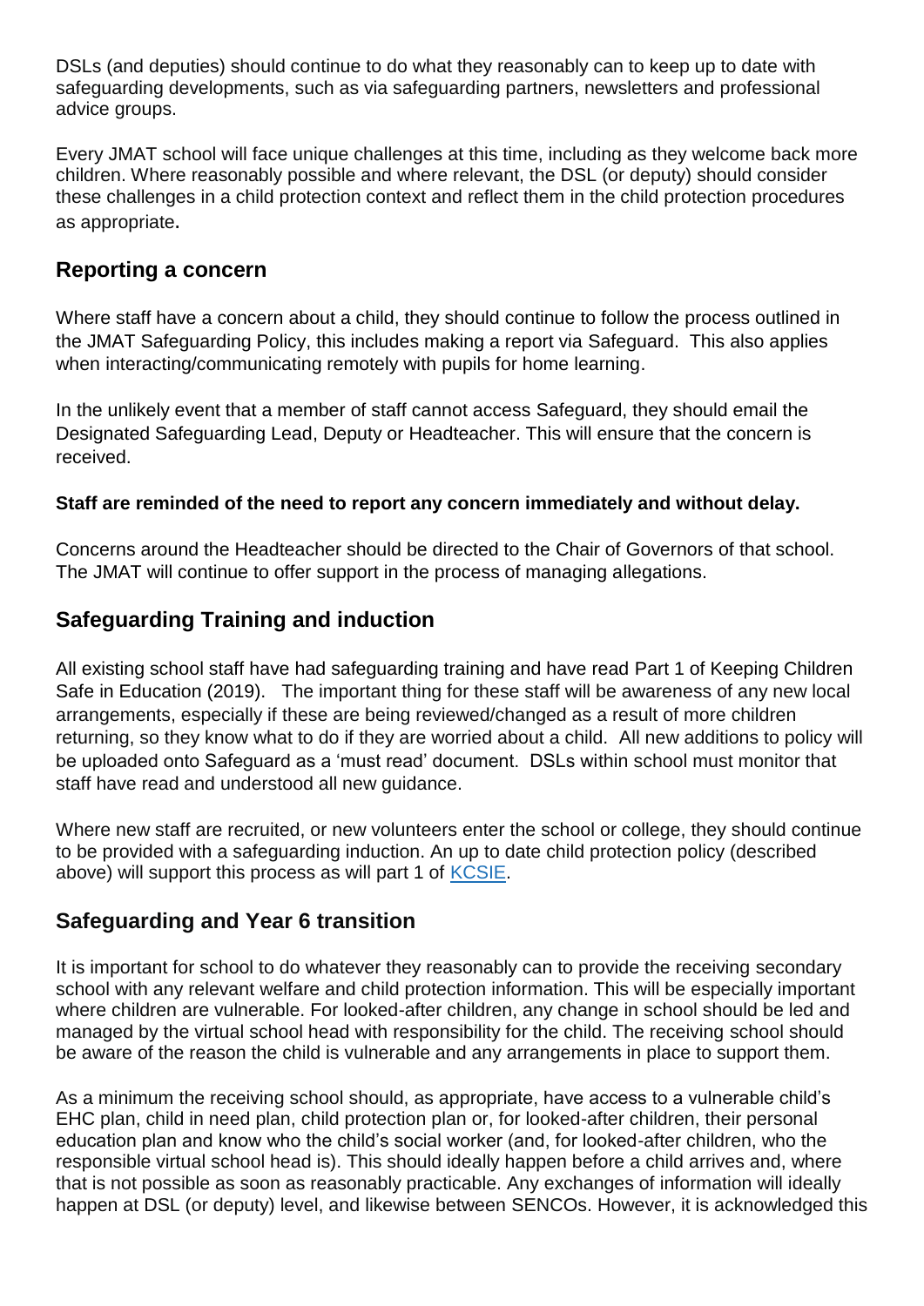DSLs (and deputies) should continue to do what they reasonably can to keep up to date with safeguarding developments, such as via safeguarding partners, newsletters and professional advice groups.

Every JMAT school will face unique challenges at this time, including as they welcome back more children. Where reasonably possible and where relevant, the DSL (or deputy) should consider these challenges in a child protection context and reflect them in the child protection procedures as appropriate.

## Reporting a concern

Where staff have a concern about a child, they should continue to follow the process outlined in the JMAT Safeguarding Policy, this includes making a report via Safeguard. This also applies when interacting/communicating remotely with pupils for home learning.

In the unlikely event that a member of staff cannot access Safeguard, they should email the Designated Safeguarding Lead, Deputy or Headteacher. This will ensure that the concern is received.

**Staff are reminded of the need to report any concern immediately and without delay.**

Concerns around the Headteacher should be directed to the Chair of Governors of that school. The JMAT will continue to offer support in the process of managing allegations.

## Safeguarding Training and induction

All existing school staff have had safeguarding training and have read Part 1 of Keeping Children Safe in Education (2019). The important thing for these staff will be awareness of any new local arrangements, especially if these are being reviewed/changed as a result of more children returning, so they know what to do if they are worried about a child. All new additions to policy will be uploaded onto Safeguard as a 'must read' document. DSLs within school must monitor that staff have read and understood all new guidance.

Where new staff are recruited, or new volunteers enter the school or college, they should continue to be provided with a safeguarding induction. An up to date child protection policy (described above) will support this process as will part 1 of KCSIE.

## Safeguarding and Year 6 transition

It is important for school to do whatever they reasonably can to provide the receiving secondary school with any relevant welfare and child protection information. This will be especially important where children are vulnerable. For looked-after children, any change in school should be led and managed by the virtual school head with responsibility for the child. The receiving school should be aware of the reason the child is vulnerable and any arrangements in place to support them.

As a minimum the receiving school should, as appropriate, have access to a vulnerable child's EHC plan, child in need plan, child protection plan or, for looked-after children, their personal education plan and know who the child's social worker (and, for looked-after children, who the responsible virtual school head is). This should ideally happen before a child arrives and, where that is not possible as soon as reasonably practicable. Any exchanges of information will ideally happen at DSL (or deputy) level, and likewise between SENCOs. However, it is acknowledged this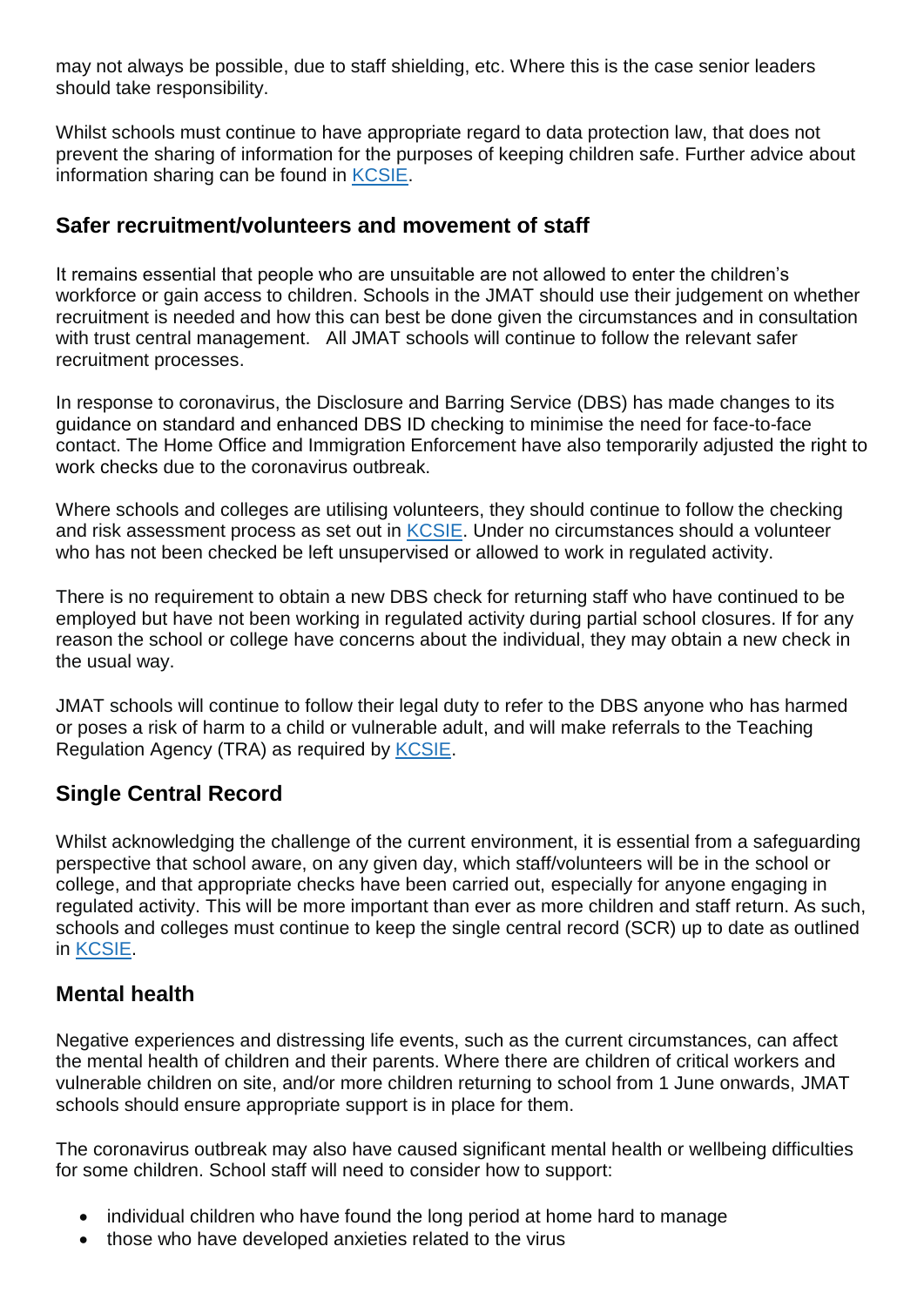may not always be possible, due to staff shielding, etc. Where this is the case senior leaders should take responsibility.

Whilst schools must continue to have appropriate regard to data protection law, that does not prevent the sharing of information for the purposes of keeping children safe. Further advice about information sharing can be found in [KCSIE](#).

## Safer recruitment/volunteers and movement of staff

It remains essential that people who are unsuitable are not allowed to enter the children's workforce or gain access to children. Schools in the JMAT should use their judgement on whether recruitment is needed and how this can best be done given the circumstances and in consultation with trust central management. All JMAT schools will continue to follow the relevant safer recruitment processes.

In response to coronavirus, the Disclosure and Barring Service (DBS) has made changes to its guidance on standard and enhanced DBS ID checking to minimise the need for face-to-face contact. The Home Office and Immigration Enforcement have also temporarily adjusted the right to work checks due to the coronavirus outbreak.

Where schools and colleges are utilising volunteers, they should continue to follow the checking and risk assessment process as set out in [KCSIE](#). Under no circumstances should a volunteer who has not been checked be left unsupervised or allowed to work in regulated activity.

There is no requirement to obtain a new DBS check for returning staff who have continued to be employed but have not been working in regulated activity during partial school closures. If for any reason the school or college have concerns about the individual, they may obtain a new check in the usual way.

JMAT schools will continue to follow their legal duty to refer to the DBS anyone who has harmed or poses a risk of harm to a child or vulnerable adult, and will make referrals to the Teaching Regulation Agency (TRA) as required by [KCSIE](#).

## Single Central Record

Whilst acknowledging the challenge of the current environment, it is essential from a safeguarding perspective that school aware, on any given day, which staff/volunteers will be in the school or college, and that appropriate checks have been carried out, especially for anyone engaging in regulated activity. This will be more important than ever as more children and staff return. As such, schools and colleges must continue to keep the single central record (SCR) up to date as outlined in [KCSIE](#).

## Mental health

Negative experiences and distressing life events, such as the current circumstances, can affect the mental health of children and their parents. Where there are children of critical workers and vulnerable children on site, and/or more children returning to school from 1 June onwards, JMAT schools should ensure appropriate support is in place for them.

The coronavirus outbreak may also have caused significant mental health or wellbeing difficulties for some children. School staff will need to consider how to support:

- individual children who have found the long period at home hard to manage
- those who have developed anxieties related to the virus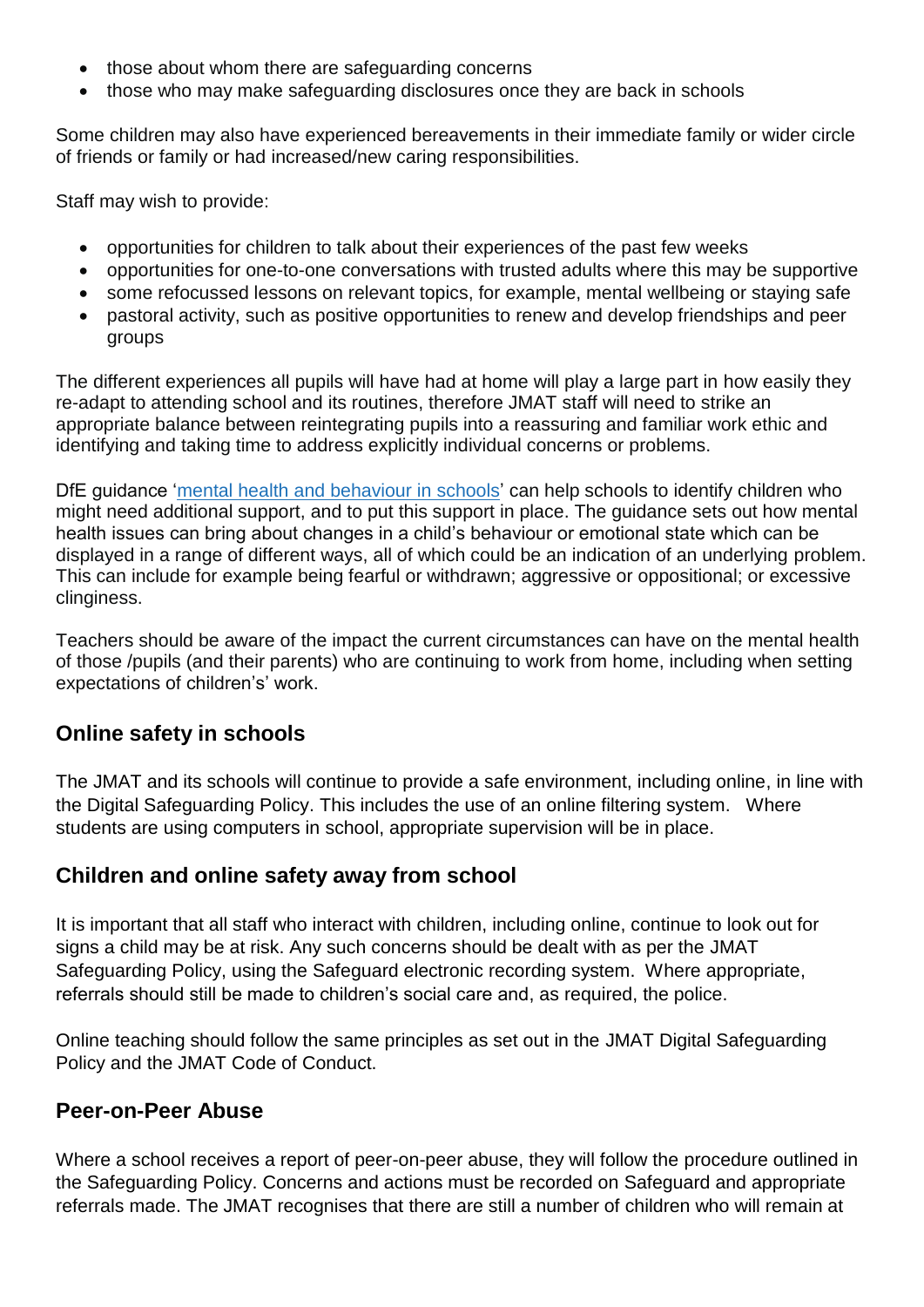- those about whom there are safeguarding concerns
- those who may make safeguarding disclosures once they are back in schools

Some children may also have experienced bereavements in their immediate family or wider circle of friends or family or had increased/new caring responsibilities.

Staff may wish to provide:

- opportunities for children to talk about their experiences of the past few weeks
- opportunities for one-to-one conversations with trusted adults where this may be supportive
- some refocussed lessons on relevant topics, for example, mental wellbeing or staying safe
- pastoral activity, such as positive opportunities to renew and develop friendships and peer groups

The different experiences all pupils will have had at home will play a large part in how easily they re-adapt to attending school and its routines, therefore JMAT staff will need to strike an appropriate balance between reintegrating pupils into a reassuring and familiar work ethic and identifying and taking time to address explicitly individual concerns or problems.

DfE guidance '[mental health and behaviour in schools](#)' can help schools to identify children who might need additional support, and to put this support in place. The guidance sets out how mental health issues can bring about changes in a child's behaviour or emotional state which can be displayed in a range of different ways, all of which could be an indication of an underlying problem. This can include for example being fearful or withdrawn; aggressive or oppositional; or excessive clinginess.

Teachers should be aware of the impact the current circumstances can have on the mental health of those /pupils (and their parents) who are continuing to work from home, including when setting expectations of children's' work.

## Online safety in schools

The JMAT and its schools will continue to provide a safe environment, including online, in line with the Digital Safeguarding Policy. This includes the use of an online filtering system. Where students are using computers in school, appropriate supervision will be in place.

## Children and online safety away from school

It is important that all staff who interact with children, including online, continue to look out for signs a child may be at risk. Any such concerns should be dealt with as per the JMAT Safeguarding Policy, using the Safeguard electronic recording system. Where appropriate, referrals should still be made to children's social care and, as required, the police.

Online teaching should follow the same principles as set out in the JMAT Digital Safeguarding Policy and the JMAT Code of Conduct.

## Peer-on-Peer Abuse

Where a school receives a report of peer-on-peer abuse, they will follow the procedure outlined in the Safeguarding Policy. Concerns and actions must be recorded on Safeguard and appropriate referrals made. The JMAT recognises that there are still a number of children who will remain at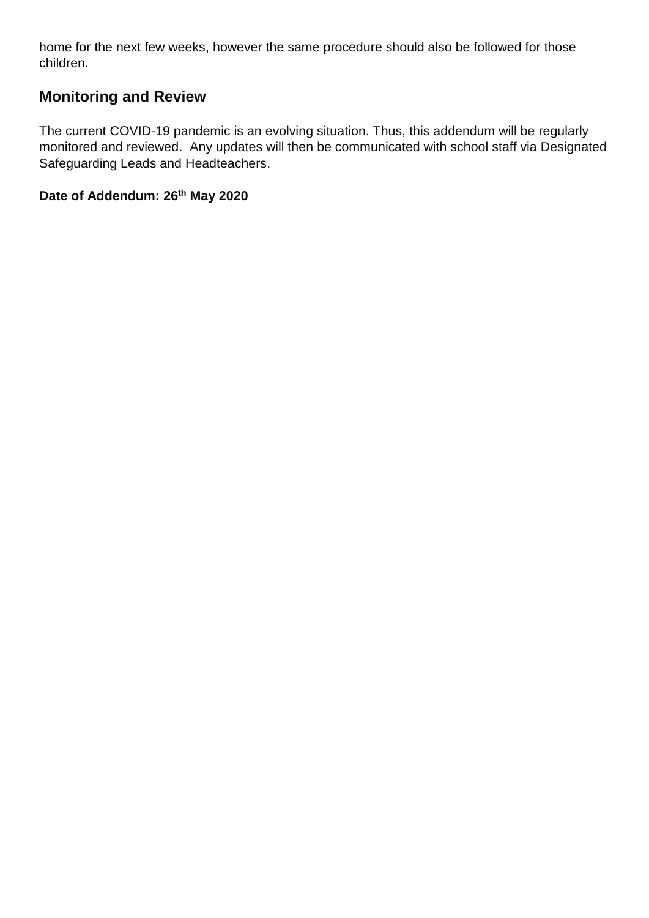home for the next few weeks, however the same procedure should also be followed for those children.

## Monitoring and Review

The current COVID-19 pandemic is an evolving situation. Thus, this addendum will be regularly monitored and reviewed. Any updates will then be communicated with school staff via Designated Safeguarding Leads and Headteachers.

**Date of Addendum: 26th May 2020**